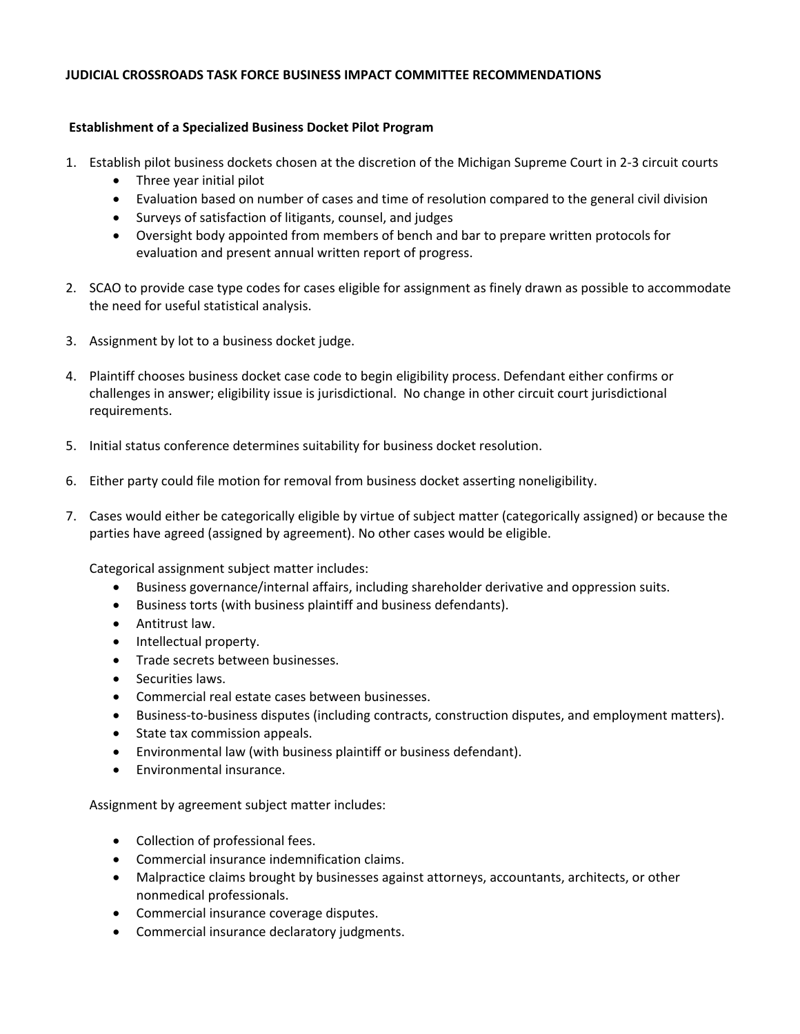# JUDICIAL CROSSROADS TASK FORCE BUSINESS IMPACT COMMITTEE RECOMMENDATIONS

## Establishment of a Specialized Business Docket Pilot Program

1. Establish pilot business dockets chosen at the discretion of the Michigan Supreme Court in 2-3 circuit courts
   - Three year initial pilot
   - Evaluation based on number of cases and time of resolution compared to the general civil division
   - Surveys of satisfaction of litigants, counsel, and judges
   - Oversight body appointed from members of bench and bar to prepare written protocols for evaluation and present annual written report of progress.

2. SCAO to provide case type codes for cases eligible for assignment as finely drawn as possible to accommodate the need for useful statistical analysis.

3. Assignment by lot to a business docket judge.

4. Plaintiff chooses business docket case code to begin eligibility process. Defendant either confirms or challenges in answer; eligibility issue is jurisdictional. No change in other circuit court jurisdictional requirements.

5. Initial status conference determines suitability for business docket resolution.

6. Either party could file motion for removal from business docket asserting noneligibility.

7. Cases would either be categorically eligible by virtue of subject matter (categorically assigned) or because the parties have agreed (assigned by agreement). No other cases would be eligible.

   Categorical assignment subject matter includes:
   - Business governance/internal affairs, including shareholder derivative and oppression suits.
   - Business torts (with business plaintiff and business defendants).
   - Antitrust law.
   - Intellectual property.
   - Trade secrets between businesses.
   - Securities laws.
   - Commercial real estate cases between businesses.
   - Business-to-business disputes (including contracts, construction disputes, and employment matters).
   - State tax commission appeals.
   - Environmental law (with business plaintiff or business defendant).
   - Environmental insurance.

   Assignment by agreement subject matter includes:

   - Collection of professional fees.
   - Commercial insurance indemnification claims.
   - Malpractice claims brought by businesses against attorneys, accountants, architects, or other nonmedical professionals.
   - Commercial insurance coverage disputes.
   - Commercial insurance declaratory judgments.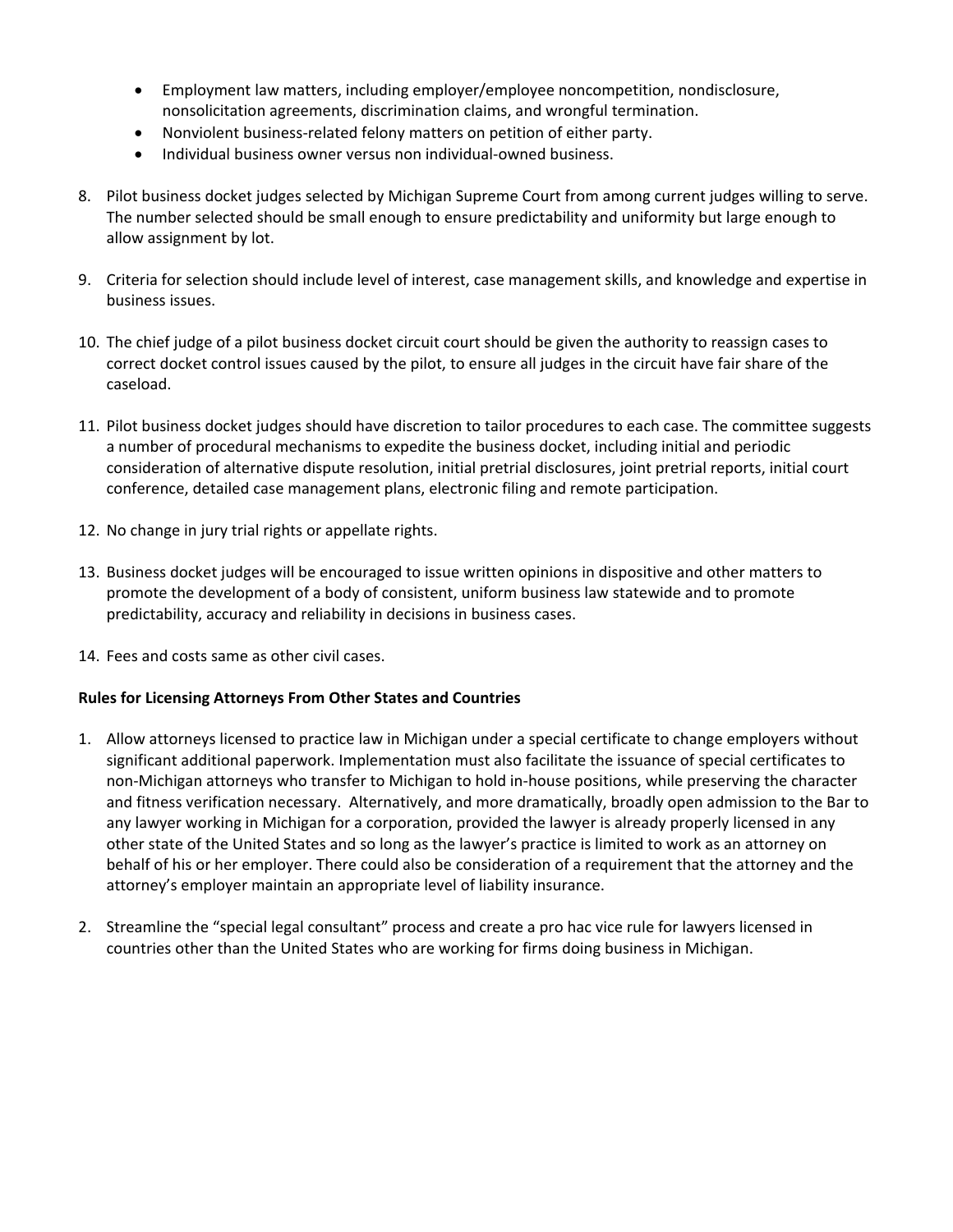- Employment law matters, including employer/employee noncompetition, nondisclosure, nonsolicitation agreements, discrimination claims, and wrongful termination.
- Nonviolent business-related felony matters on petition of either party.
- Individual business owner versus non individual-owned business.

8. Pilot business docket judges selected by Michigan Supreme Court from among current judges willing to serve. The number selected should be small enough to ensure predictability and uniformity but large enough to allow assignment by lot.

9. Criteria for selection should include level of interest, case management skills, and knowledge and expertise in business issues.

10. The chief judge of a pilot business docket circuit court should be given the authority to reassign cases to correct docket control issues caused by the pilot, to ensure all judges in the circuit have fair share of the caseload.

11. Pilot business docket judges should have discretion to tailor procedures to each case. The committee suggests a number of procedural mechanisms to expedite the business docket, including initial and periodic consideration of alternative dispute resolution, initial pretrial disclosures, joint pretrial reports, initial court conference, detailed case management plans, electronic filing and remote participation.

12. No change in jury trial rights or appellate rights.

13. Business docket judges will be encouraged to issue written opinions in dispositive and other matters to promote the development of a body of consistent, uniform business law statewide and to promote predictability, accuracy and reliability in decisions in business cases.

14. Fees and costs same as other civil cases.

**Rules for Licensing Attorneys From Other States and Countries**

1. Allow attorneys licensed to practice law in Michigan under a special certificate to change employers without significant additional paperwork. Implementation must also facilitate the issuance of special certificates to non-Michigan attorneys who transfer to Michigan to hold in-house positions, while preserving the character and fitness verification necessary. Alternatively, and more dramatically, broadly open admission to the Bar to any lawyer working in Michigan for a corporation, provided the lawyer is already properly licensed in any other state of the United States and so long as the lawyer's practice is limited to work as an attorney on behalf of his or her employer. There could also be consideration of a requirement that the attorney and the attorney's employer maintain an appropriate level of liability insurance.

2. Streamline the "special legal consultant" process and create a pro hac vice rule for lawyers licensed in countries other than the United States who are working for firms doing business in Michigan.